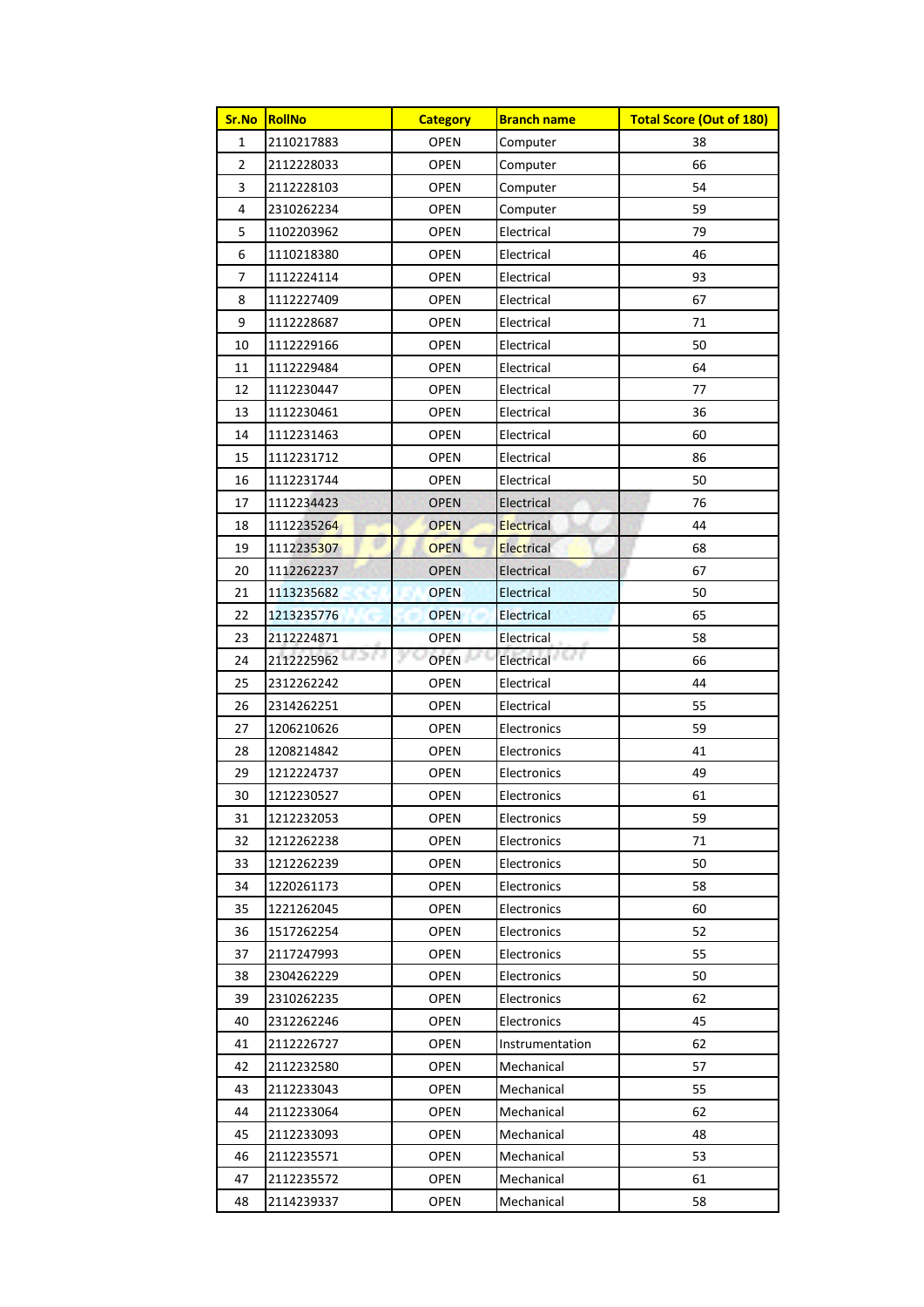| Sr.No | RollNo | Category | Branch name | Total Score (Out of 180) |
|---|---|---|---|---|
| 1 | 2110217883 | OPEN | Computer | 38 |
| 2 | 2112228033 | OPEN | Computer | 66 |
| 3 | 2112228103 | OPEN | Computer | 54 |
| 4 | 2310262234 | OPEN | Computer | 59 |
| 5 | 1102203962 | OPEN | Electrical | 79 |
| 6 | 1110218380 | OPEN | Electrical | 46 |
| 7 | 1112224114 | OPEN | Electrical | 93 |
| 8 | 1112227409 | OPEN | Electrical | 67 |
| 9 | 1112228687 | OPEN | Electrical | 71 |
| 10 | 1112229166 | OPEN | Electrical | 50 |
| 11 | 1112229484 | OPEN | Electrical | 64 |
| 12 | 1112230447 | OPEN | Electrical | 77 |
| 13 | 1112230461 | OPEN | Electrical | 36 |
| 14 | 1112231463 | OPEN | Electrical | 60 |
| 15 | 1112231712 | OPEN | Electrical | 86 |
| 16 | 1112231744 | OPEN | Electrical | 50 |
| 17 | 1112234423 | OPEN | Electrical | 76 |
| 18 | 1112235264 | OPEN | Electrical | 44 |
| 19 | 1112235307 | OPEN | Electrical | 68 |
| 20 | 1112262237 | OPEN | Electrical | 67 |
| 21 | 1113235682 | OPEN | Electrical | 50 |
| 22 | 1213235776 | OPEN | Electrical | 65 |
| 23 | 2112224871 | OPEN | Electrical | 58 |
| 24 | 2112225962 | OPEN | Electrical | 66 |
| 25 | 2312262242 | OPEN | Electrical | 44 |
| 26 | 2314262251 | OPEN | Electrical | 55 |
| 27 | 1206210626 | OPEN | Electronics | 59 |
| 28 | 1208214842 | OPEN | Electronics | 41 |
| 29 | 1212224737 | OPEN | Electronics | 49 |
| 30 | 1212230527 | OPEN | Electronics | 61 |
| 31 | 1212232053 | OPEN | Electronics | 59 |
| 32 | 1212262238 | OPEN | Electronics | 71 |
| 33 | 1212262239 | OPEN | Electronics | 50 |
| 34 | 1220261173 | OPEN | Electronics | 58 |
| 35 | 1221262045 | OPEN | Electronics | 60 |
| 36 | 1517262254 | OPEN | Electronics | 52 |
| 37 | 2117247993 | OPEN | Electronics | 55 |
| 38 | 2304262229 | OPEN | Electronics | 50 |
| 39 | 2310262235 | OPEN | Electronics | 62 |
| 40 | 2312262246 | OPEN | Electronics | 45 |
| 41 | 2112226727 | OPEN | Instrumentation | 62 |
| 42 | 2112232580 | OPEN | Mechanical | 57 |
| 43 | 2112233043 | OPEN | Mechanical | 55 |
| 44 | 2112233064 | OPEN | Mechanical | 62 |
| 45 | 2112233093 | OPEN | Mechanical | 48 |
| 46 | 2112235571 | OPEN | Mechanical | 53 |
| 47 | 2112235572 | OPEN | Mechanical | 61 |
| 48 | 2114239337 | OPEN | Mechanical | 58 |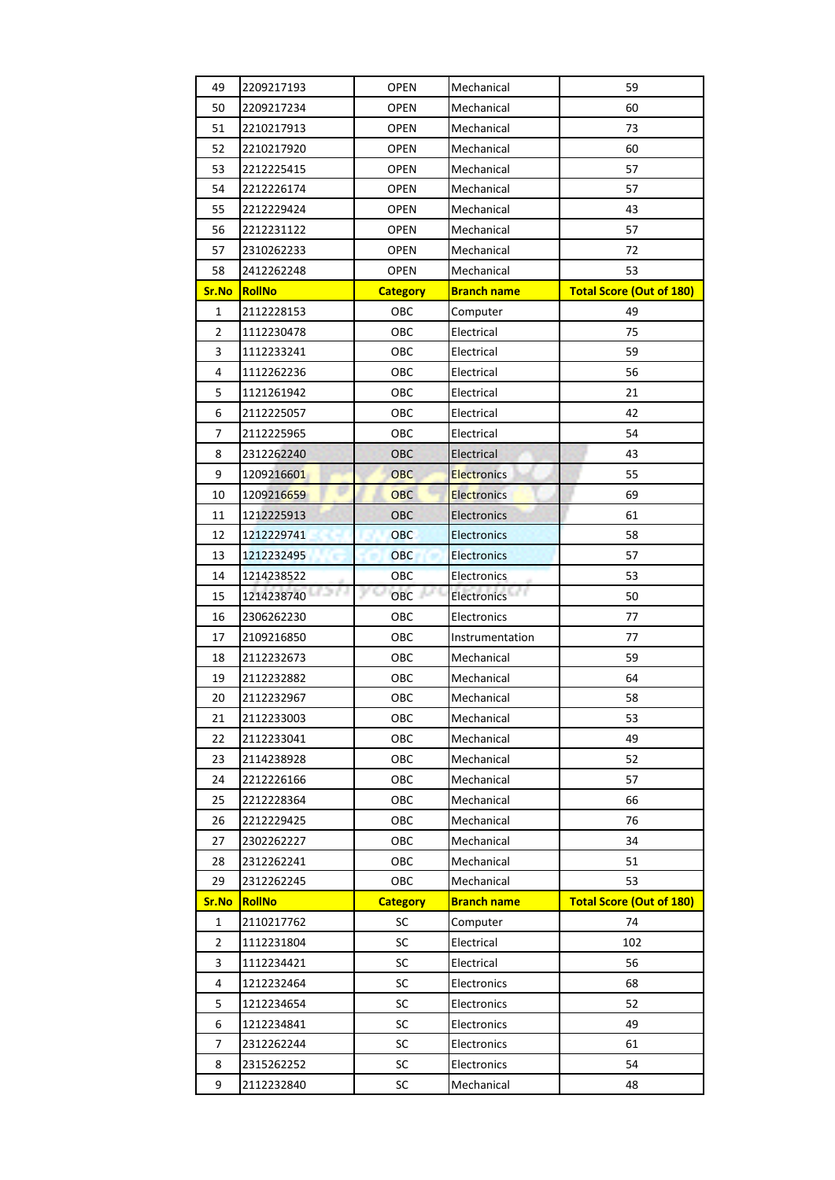| Sr.No | RollNo | Category | Branch name | Total Score (Out of 180) |
|---|---|---|---|---|
| 49 | 2209217193 | OPEN | Mechanical | 59 |
| 50 | 2209217234 | OPEN | Mechanical | 60 |
| 51 | 2210217913 | OPEN | Mechanical | 73 |
| 52 | 2210217920 | OPEN | Mechanical | 60 |
| 53 | 2212225415 | OPEN | Mechanical | 57 |
| 54 | 2212226174 | OPEN | Mechanical | 57 |
| 55 | 2212229424 | OPEN | Mechanical | 43 |
| 56 | 2212231122 | OPEN | Mechanical | 57 |
| 57 | 2310262233 | OPEN | Mechanical | 72 |
| 58 | 2412262248 | OPEN | Mechanical | 53 |

| Sr.No | RollNo | Category | Branch name | Total Score (Out of 180) |
|---|---|---|---|---|
| 1 | 2112228153 | OBC | Computer | 49 |
| 2 | 1112230478 | OBC | Electrical | 75 |
| 3 | 1112233241 | OBC | Electrical | 59 |
| 4 | 1112262236 | OBC | Electrical | 56 |
| 5 | 1121261942 | OBC | Electrical | 21 |
| 6 | 2112225057 | OBC | Electrical | 42 |
| 7 | 2112225965 | OBC | Electrical | 54 |
| 8 | 2312262240 | OBC | Electrical | 43 |
| 9 | 1209216601 | OBC | Electronics | 55 |
| 10 | 1209216659 | OBC | Electronics | 69 |
| 11 | 1212225913 | OBC | Electronics | 61 |
| 12 | 1212229741 | OBC | Electronics | 58 |
| 13 | 1212232495 | OBC | Electronics | 57 |
| 14 | 1214238522 | OBC | Electronics | 53 |
| 15 | 1214238740 | OBC | Electronics | 50 |
| 16 | 2306262230 | OBC | Electronics | 77 |
| 17 | 2109216850 | OBC | Instrumentation | 77 |
| 18 | 2112232673 | OBC | Mechanical | 59 |
| 19 | 2112232882 | OBC | Mechanical | 64 |
| 20 | 2112232967 | OBC | Mechanical | 58 |
| 21 | 2112233003 | OBC | Mechanical | 53 |
| 22 | 2112233041 | OBC | Mechanical | 49 |
| 23 | 2114238928 | OBC | Mechanical | 52 |
| 24 | 2212226166 | OBC | Mechanical | 57 |
| 25 | 2212228364 | OBC | Mechanical | 66 |
| 26 | 2212229425 | OBC | Mechanical | 76 |
| 27 | 2302262227 | OBC | Mechanical | 34 |
| 28 | 2312262241 | OBC | Mechanical | 51 |
| 29 | 2312262245 | OBC | Mechanical | 53 |

| Sr.No | RollNo | Category | Branch name | Total Score (Out of 180) |
|---|---|---|---|---|
| 1 | 2110217762 | SC | Computer | 74 |
| 2 | 1112231804 | SC | Electrical | 102 |
| 3 | 1112234421 | SC | Electrical | 56 |
| 4 | 1212232464 | SC | Electronics | 68 |
| 5 | 1212234654 | SC | Electronics | 52 |
| 6 | 1212234841 | SC | Electronics | 49 |
| 7 | 2312262244 | SC | Electronics | 61 |
| 8 | 2315262252 | SC | Electronics | 54 |
| 9 | 2112232840 | SC | Mechanical | 48 |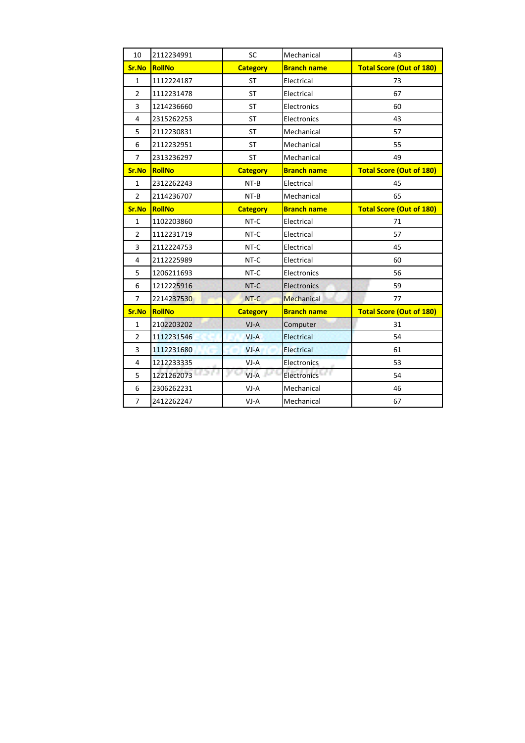| | | | | |
|---|---|---|---|---|
| 10 | 2112234991 | SC | Mechanical | 43 |
| **Sr.No** | **RollNo** | **Category** | **Branch name** | **Total Score (Out of 180)** |
| 1 | 1112224187 | ST | Electrical | 73 |
| 2 | 1112231478 | ST | Electrical | 67 |
| 3 | 1214236660 | ST | Electronics | 60 |
| 4 | 2315262253 | ST | Electronics | 43 |
| 5 | 2112230831 | ST | Mechanical | 57 |
| 6 | 2112232951 | ST | Mechanical | 55 |
| 7 | 2313236297 | ST | Mechanical | 49 |
| **Sr.No** | **RollNo** | **Category** | **Branch name** | **Total Score (Out of 180)** |
| 1 | 2312262243 | NT-B | Electrical | 45 |
| 2 | 2114236707 | NT-B | Mechanical | 65 |
| **Sr.No** | **RollNo** | **Category** | **Branch name** | **Total Score (Out of 180)** |
| 1 | 1102203860 | NT-C | Electrical | 71 |
| 2 | 1112231719 | NT-C | Electrical | 57 |
| 3 | 2112224753 | NT-C | Electrical | 45 |
| 4 | 2112225989 | NT-C | Electrical | 60 |
| 5 | 1206211693 | NT-C | Electronics | 56 |
| 6 | 1212225916 | NT-C | Electronics | 59 |
| 7 | 2214237530 | NT-C | Mechanical | 77 |
| **Sr.No** | **RollNo** | **Category** | **Branch name** | **Total Score (Out of 180)** |
| 1 | 2102203202 | VJ-A | Computer | 31 |
| 2 | 1112231546 | VJ-A | Electrical | 54 |
| 3 | 1112231680 | VJ-A | Electrical | 61 |
| 4 | 1212233335 | VJ-A | Electronics | 53 |
| 5 | 1221262073 | VJ-A | Electronics | 54 |
| 6 | 2306262231 | VJ-A | Mechanical | 46 |
| 7 | 2412262247 | VJ-A | Mechanical | 67 |